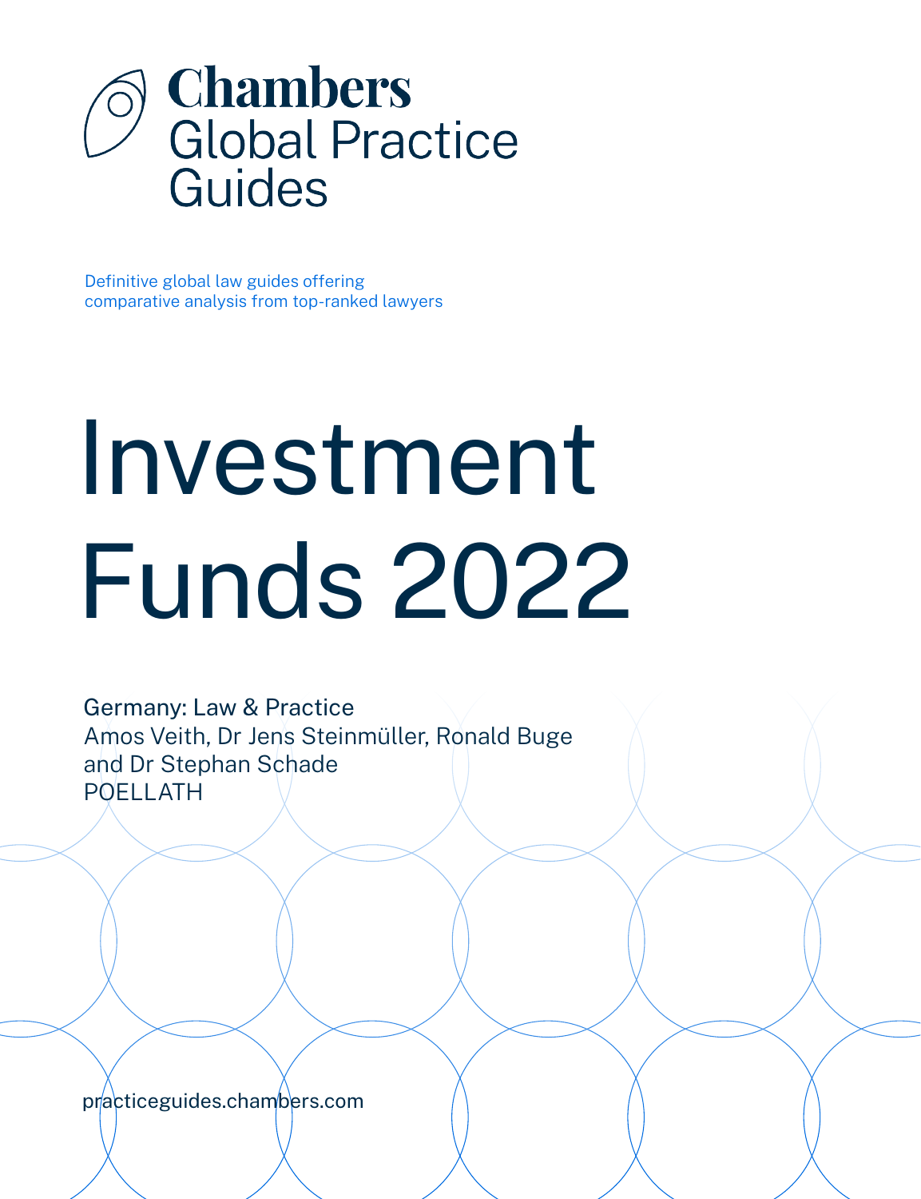# Chambers Global Practice Guides

Definitive global law guides offering comparative analysis from top-ranked lawyers

# Investment Funds 2022

Germany: Law & Practice
Amos Veith, Dr Jens Steinmüller, Ronald Buge and Dr Stephan Schade
POELLATH

practiceguides.chambers.com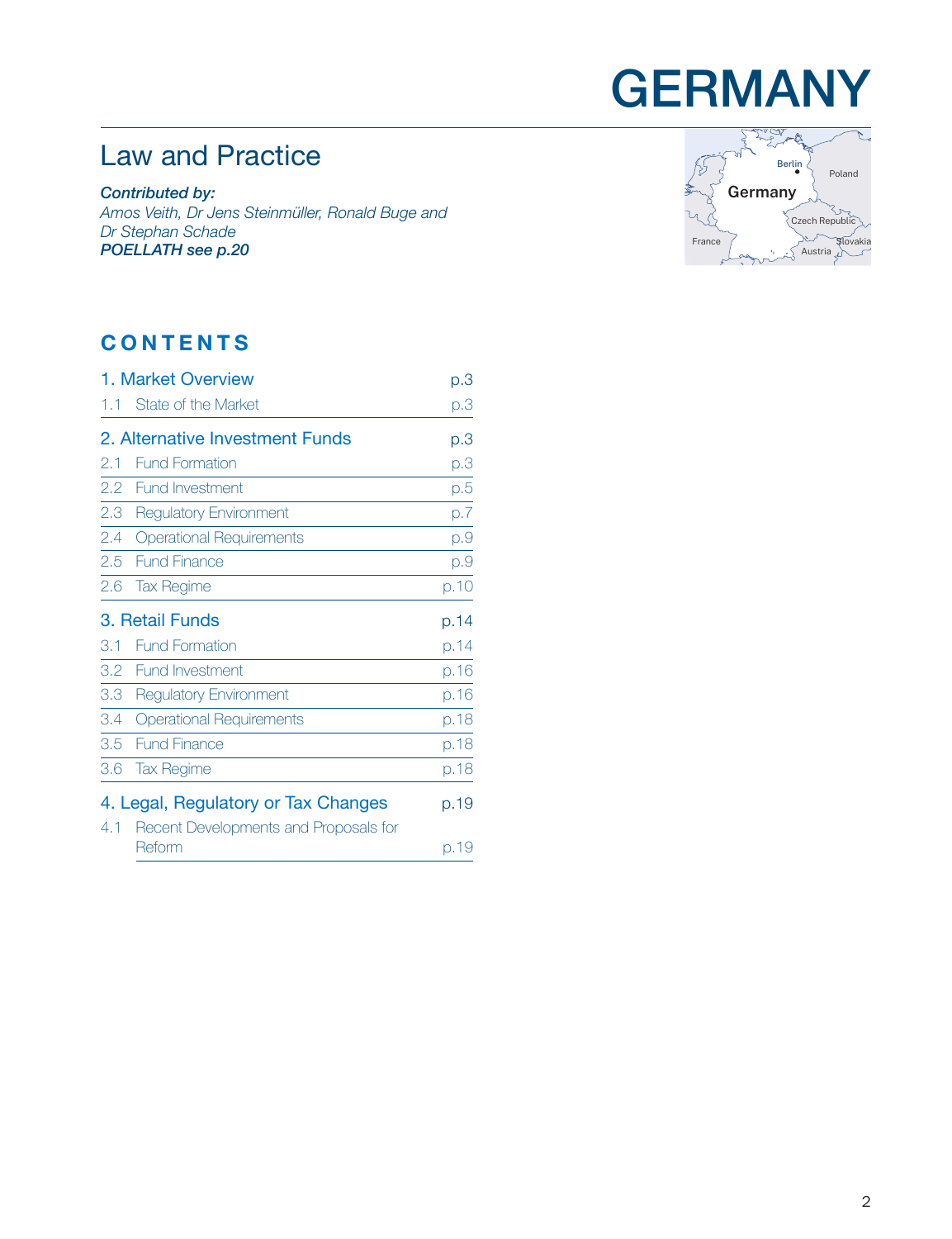# GERMANY

## Law and Practice

***Contributed by:***
*Amos Veith, Dr Jens Steinmüller, Ronald Buge and Dr Stephan Schade*
***POELLATH see p.20***

## CONTENTS

| | |
|---|---|
| **1. Market Overview** | **p.3** |
| 1.1 State of the Market | p.3 |
| **2. Alternative Investment Funds** | **p.3** |
| 2.1 Fund Formation | p.3 |
| 2.2 Fund Investment | p.5 |
| 2.3 Regulatory Environment | p.7 |
| 2.4 Operational Requirements | p.9 |
| 2.5 Fund Finance | p.9 |
| 2.6 Tax Regime | p.10 |
| **3. Retail Funds** | **p.14** |
| 3.1 Fund Formation | p.14 |
| 3.2 Fund Investment | p.16 |
| 3.3 Regulatory Environment | p.16 |
| 3.4 Operational Requirements | p.18 |
| 3.5 Fund Finance | p.18 |
| 3.6 Tax Regime | p.18 |
| **4. Legal, Regulatory or Tax Changes** | **p.19** |
| 4.1 Recent Developments and Proposals for Reform | p.19 |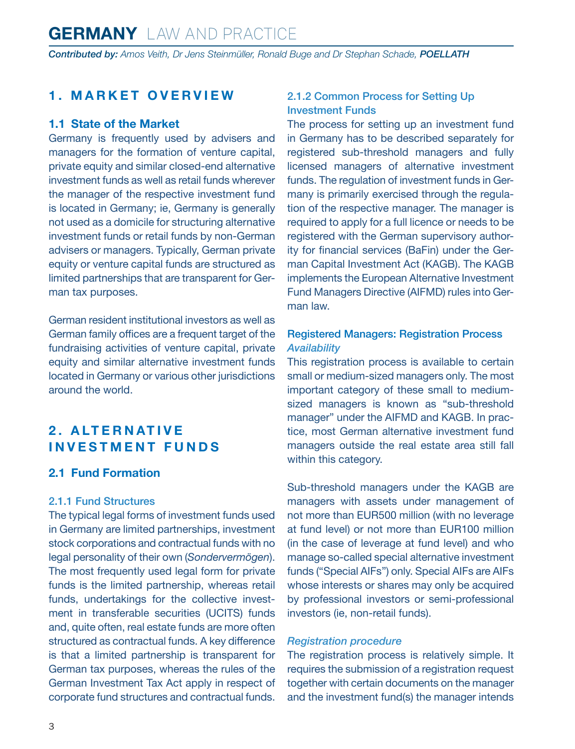# 1. MARKET OVERVIEW

## 1.1 State of the Market

Germany is frequently used by advisers and managers for the formation of venture capital, private equity and similar closed-end alternative investment funds as well as retail funds wherever the manager of the respective investment fund is located in Germany; ie, Germany is generally not used as a domicile for structuring alternative investment funds or retail funds by non-German advisers or managers. Typically, German private equity or venture capital funds are structured as limited partnerships that are transparent for German tax purposes.

German resident institutional investors as well as German family offices are a frequent target of the fundraising activities of venture capital, private equity and similar alternative investment funds located in Germany or various other jurisdictions around the world.

# 2. ALTERNATIVE INVESTMENT FUNDS

## 2.1 Fund Formation

### 2.1.1 Fund Structures

The typical legal forms of investment funds used in Germany are limited partnerships, investment stock corporations and contractual funds with no legal personality of their own (*Sondervermögen*). The most frequently used legal form for private funds is the limited partnership, whereas retail funds, undertakings for the collective investment in transferable securities (UCITS) funds and, quite often, real estate funds are more often structured as contractual funds. A key difference is that a limited partnership is transparent for German tax purposes, whereas the rules of the German Investment Tax Act apply in respect of corporate fund structures and contractual funds.

### 2.1.2 Common Process for Setting Up Investment Funds

The process for setting up an investment fund in Germany has to be described separately for registered sub-threshold managers and fully licensed managers of alternative investment funds. The regulation of investment funds in Germany is primarily exercised through the regulation of the respective manager. The manager is required to apply for a full licence or needs to be registered with the German supervisory authority for financial services (BaFin) under the German Capital Investment Act (KAGB). The KAGB implements the European Alternative Investment Fund Managers Directive (AIFMD) rules into German law.

#### Registered Managers: Registration Process

*Availability*

This registration process is available to certain small or medium-sized managers only. The most important category of these small to medium-sized managers is known as "sub-threshold manager" under the AIFMD and KAGB. In practice, most German alternative investment fund managers outside the real estate area still fall within this category.

Sub-threshold managers under the KAGB are managers with assets under management of not more than EUR500 million (with no leverage at fund level) or not more than EUR100 million (in the case of leverage at fund level) and who manage so-called special alternative investment funds ("Special AIFs") only. Special AIFs are AIFs whose interests or shares may only be acquired by professional investors or semi-professional investors (ie, non-retail funds).

*Registration procedure*

The registration process is relatively simple. It requires the submission of a registration request together with certain documents on the manager and the investment fund(s) the manager intends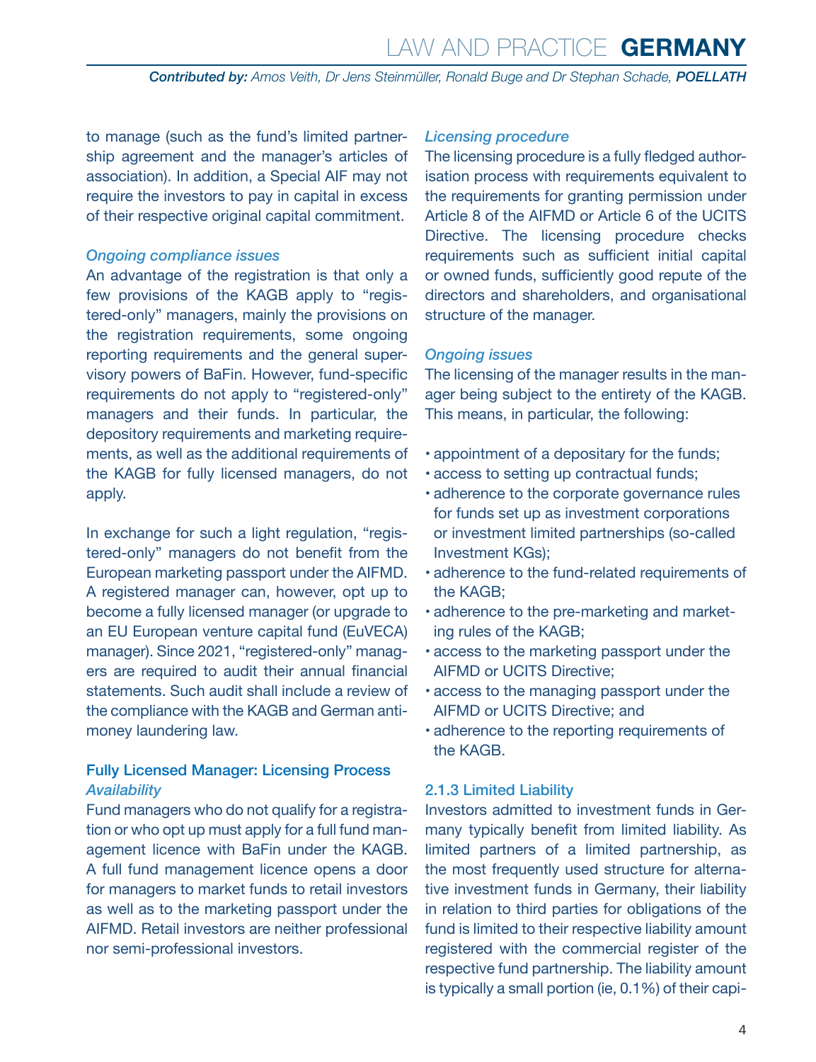to manage (such as the fund's limited partnership agreement and the manager's articles of association). In addition, a Special AIF may not require the investors to pay in capital in excess of their respective original capital commitment.

*Ongoing compliance issues*

An advantage of the registration is that only a few provisions of the KAGB apply to "registered-only" managers, mainly the provisions on the registration requirements, some ongoing reporting requirements and the general supervisory powers of BaFin. However, fund-specific requirements do not apply to "registered-only" managers and their funds. In particular, the depository requirements and marketing requirements, as well as the additional requirements of the KAGB for fully licensed managers, do not apply.

In exchange for such a light regulation, "registered-only" managers do not benefit from the European marketing passport under the AIFMD. A registered manager can, however, opt up to become a fully licensed manager (or upgrade to an EU European venture capital fund (EuVECA) manager). Since 2021, "registered-only" managers are required to audit their annual financial statements. Such audit shall include a review of the compliance with the KAGB and German anti-money laundering law.

### Fully Licensed Manager: Licensing Process

*Availability*

Fund managers who do not qualify for a registration or who opt up must apply for a full fund management licence with BaFin under the KAGB. A full fund management licence opens a door for managers to market funds to retail investors as well as to the marketing passport under the AIFMD. Retail investors are neither professional nor semi-professional investors.

*Licensing procedure*

The licensing procedure is a fully fledged authorisation process with requirements equivalent to the requirements for granting permission under Article 8 of the AIFMD or Article 6 of the UCITS Directive. The licensing procedure checks requirements such as sufficient initial capital or owned funds, sufficiently good repute of the directors and shareholders, and organisational structure of the manager.

*Ongoing issues*

The licensing of the manager results in the manager being subject to the entirety of the KAGB. This means, in particular, the following:

- appointment of a depositary for the funds;
- access to setting up contractual funds;
- adherence to the corporate governance rules for funds set up as investment corporations or investment limited partnerships (so-called Investment KGs);
- adherence to the fund-related requirements of the KAGB;
- adherence to the pre-marketing and marketing rules of the KAGB;
- access to the marketing passport under the AIFMD or UCITS Directive;
- access to the managing passport under the AIFMD or UCITS Directive; and
- adherence to the reporting requirements of the KAGB.

### 2.1.3 Limited Liability

Investors admitted to investment funds in Germany typically benefit from limited liability. As limited partners of a limited partnership, as the most frequently used structure for alternative investment funds in Germany, their liability in relation to third parties for obligations of the fund is limited to their respective liability amount registered with the commercial register of the respective fund partnership. The liability amount is typically a small portion (ie, 0.1%) of their capi-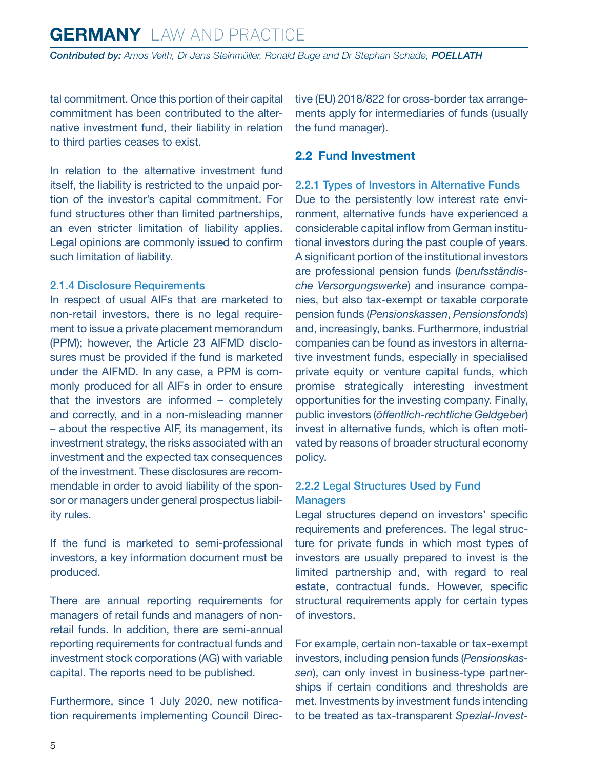tal commitment. Once this portion of their capital commitment has been contributed to the alternative investment fund, their liability in relation to third parties ceases to exist.

In relation to the alternative investment fund itself, the liability is restricted to the unpaid portion of the investor's capital commitment. For fund structures other than limited partnerships, an even stricter limitation of liability applies. Legal opinions are commonly issued to confirm such limitation of liability.

#### 2.1.4 Disclosure Requirements

In respect of usual AIFs that are marketed to non-retail investors, there is no legal requirement to issue a private placement memorandum (PPM); however, the Article 23 AIFMD disclosures must be provided if the fund is marketed under the AIFMD. In any case, a PPM is commonly produced for all AIFs in order to ensure that the investors are informed – completely and correctly, and in a non-misleading manner – about the respective AIF, its management, its investment strategy, the risks associated with an investment and the expected tax consequences of the investment. These disclosures are recommendable in order to avoid liability of the sponsor or managers under general prospectus liability rules.

If the fund is marketed to semi-professional investors, a key information document must be produced.

There are annual reporting requirements for managers of retail funds and managers of non-retail funds. In addition, there are semi-annual reporting requirements for contractual funds and investment stock corporations (AG) with variable capital. The reports need to be published.

Furthermore, since 1 July 2020, new notification requirements implementing Council Directive (EU) 2018/822 for cross-border tax arrangements apply for intermediaries of funds (usually the fund manager).

### 2.2 Fund Investment

#### 2.2.1 Types of Investors in Alternative Funds

Due to the persistently low interest rate environment, alternative funds have experienced a considerable capital inflow from German institutional investors during the past couple of years. A significant portion of the institutional investors are professional pension funds (*berufsständische Versorgungswerke*) and insurance companies, but also tax-exempt or taxable corporate pension funds (*Pensionskassen*, *Pensionsfonds*) and, increasingly, banks. Furthermore, industrial companies can be found as investors in alternative investment funds, especially in specialised private equity or venture capital funds, which promise strategically interesting investment opportunities for the investing company. Finally, public investors (*öffentlich-rechtliche Geldgeber*) invest in alternative funds, which is often motivated by reasons of broader structural economy policy.

#### 2.2.2 Legal Structures Used by Fund Managers

Legal structures depend on investors' specific requirements and preferences. The legal structure for private funds in which most types of investors are usually prepared to invest is the limited partnership and, with regard to real estate, contractual funds. However, specific structural requirements apply for certain types of investors.

For example, certain non-taxable or tax-exempt investors, including pension funds (*Pensionskassen*), can only invest in business-type partnerships if certain conditions and thresholds are met. Investments by investment funds intending to be treated as tax-transparent *Spezial-Invest-*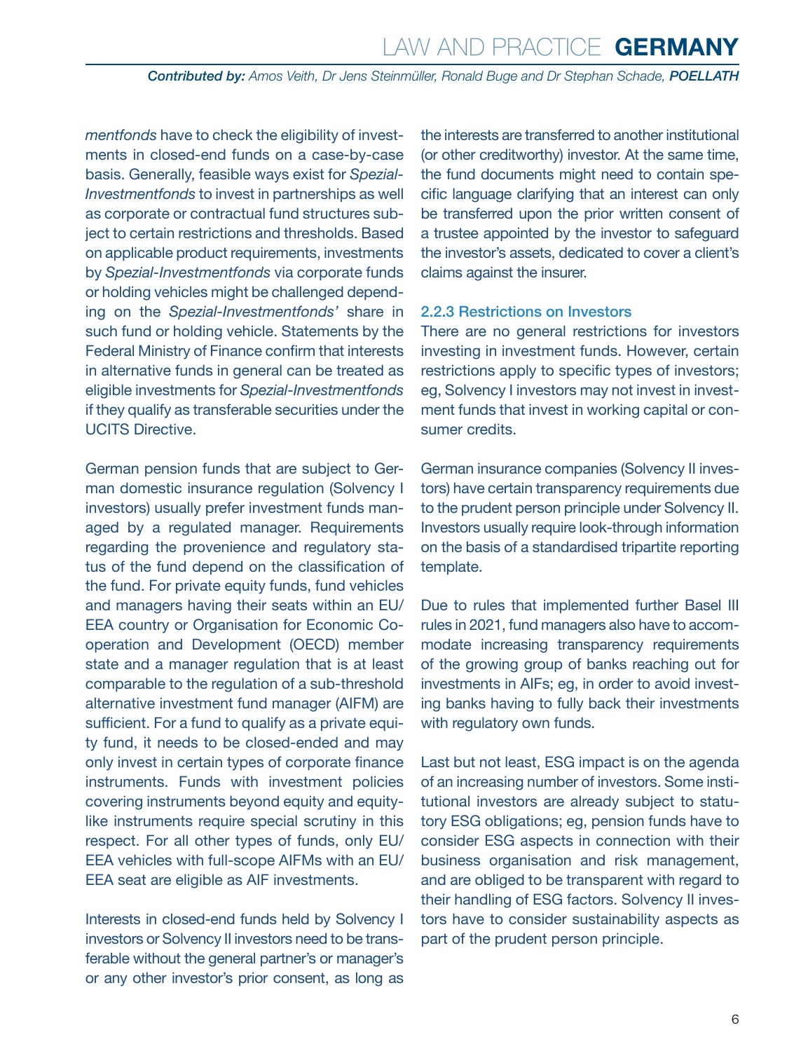*mentfonds* have to check the eligibility of investments in closed-end funds on a case-by-case basis. Generally, feasible ways exist for *Spezial-Investmentfonds* to invest in partnerships as well as corporate or contractual fund structures subject to certain restrictions and thresholds. Based on applicable product requirements, investments by *Spezial-Investmentfonds* via corporate funds or holding vehicles might be challenged depending on the *Spezial-Investmentfonds'* share in such fund or holding vehicle. Statements by the Federal Ministry of Finance confirm that interests in alternative funds in general can be treated as eligible investments for *Spezial-Investmentfonds* if they qualify as transferable securities under the UCITS Directive.

German pension funds that are subject to German domestic insurance regulation (Solvency I investors) usually prefer investment funds managed by a regulated manager. Requirements regarding the provenience and regulatory status of the fund depend on the classification of the fund. For private equity funds, fund vehicles and managers having their seats within an EU/EEA country or Organisation for Economic Co-operation and Development (OECD) member state and a manager regulation that is at least comparable to the regulation of a sub-threshold alternative investment fund manager (AIFM) are sufficient. For a fund to qualify as a private equity fund, it needs to be closed-ended and may only invest in certain types of corporate finance instruments. Funds with investment policies covering instruments beyond equity and equity-like instruments require special scrutiny in this respect. For all other types of funds, only EU/EEA vehicles with full-scope AIFMs with an EU/EEA seat are eligible as AIF investments.

Interests in closed-end funds held by Solvency I investors or Solvency II investors need to be transferable without the general partner's or manager's or any other investor's prior consent, as long as the interests are transferred to another institutional (or other creditworthy) investor. At the same time, the fund documents might need to contain specific language clarifying that an interest can only be transferred upon the prior written consent of a trustee appointed by the investor to safeguard the investor's assets, dedicated to cover a client's claims against the insurer.

### 2.2.3 Restrictions on Investors

There are no general restrictions for investors investing in investment funds. However, certain restrictions apply to specific types of investors; eg, Solvency I investors may not invest in investment funds that invest in working capital or consumer credits.

German insurance companies (Solvency II investors) have certain transparency requirements due to the prudent person principle under Solvency II. Investors usually require look-through information on the basis of a standardised tripartite reporting template.

Due to rules that implemented further Basel III rules in 2021, fund managers also have to accommodate increasing transparency requirements of the growing group of banks reaching out for investments in AIFs; eg, in order to avoid investing banks having to fully back their investments with regulatory own funds.

Last but not least, ESG impact is on the agenda of an increasing number of investors. Some institutional investors are already subject to statutory ESG obligations; eg, pension funds have to consider ESG aspects in connection with their business organisation and risk management, and are obliged to be transparent with regard to their handling of ESG factors. Solvency II investors have to consider sustainability aspects as part of the prudent person principle.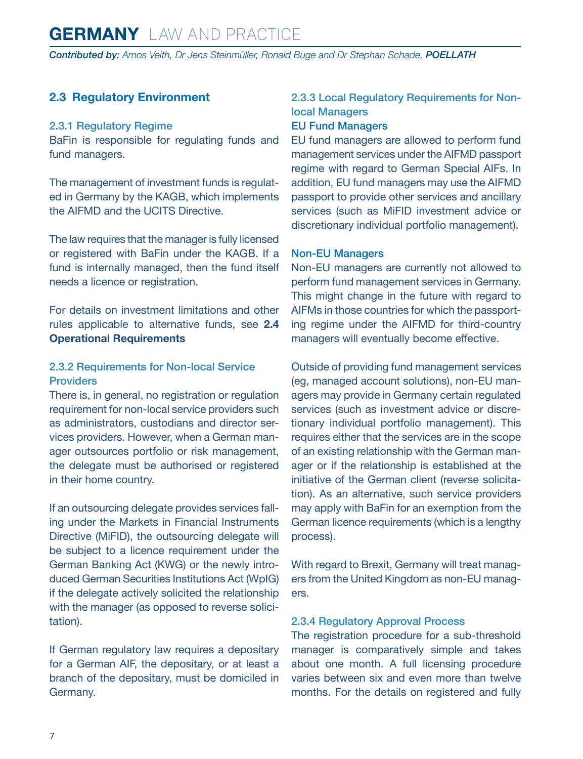## 2.3 Regulatory Environment

### 2.3.1 Regulatory Regime

BaFin is responsible for regulating funds and fund managers.

The management of investment funds is regulated in Germany by the KAGB, which implements the AIFMD and the UCITS Directive.

The law requires that the manager is fully licensed or registered with BaFin under the KAGB. If a fund is internally managed, then the fund itself needs a licence or registration.

For details on investment limitations and other rules applicable to alternative funds, see **2.4 Operational Requirements**

### 2.3.2 Requirements for Non-local Service Providers

There is, in general, no registration or regulation requirement for non-local service providers such as administrators, custodians and director services providers. However, when a German manager outsources portfolio or risk management, the delegate must be authorised or registered in their home country.

If an outsourcing delegate provides services falling under the Markets in Financial Instruments Directive (MiFID), the outsourcing delegate will be subject to a licence requirement under the German Banking Act (KWG) or the newly introduced German Securities Institutions Act (WpIG) if the delegate actively solicited the relationship with the manager (as opposed to reverse solicitation).

If German regulatory law requires a depositary for a German AIF, the depositary, or at least a branch of the depositary, must be domiciled in Germany.

### 2.3.3 Local Regulatory Requirements for Non-local Managers

#### EU Fund Managers

EU fund managers are allowed to perform fund management services under the AIFMD passport regime with regard to German Special AIFs. In addition, EU fund managers may use the AIFMD passport to provide other services and ancillary services (such as MiFID investment advice or discretionary individual portfolio management).

#### Non-EU Managers

Non-EU managers are currently not allowed to perform fund management services in Germany. This might change in the future with regard to AIFMs in those countries for which the passporting regime under the AIFMD for third-country managers will eventually become effective.

Outside of providing fund management services (eg, managed account solutions), non-EU managers may provide in Germany certain regulated services (such as investment advice or discretionary individual portfolio management). This requires either that the services are in the scope of an existing relationship with the German manager or if the relationship is established at the initiative of the German client (reverse solicitation). As an alternative, such service providers may apply with BaFin for an exemption from the German licence requirements (which is a lengthy process).

With regard to Brexit, Germany will treat managers from the United Kingdom as non-EU managers.

### 2.3.4 Regulatory Approval Process

The registration procedure for a sub-threshold manager is comparatively simple and takes about one month. A full licensing procedure varies between six and even more than twelve months. For the details on registered and fully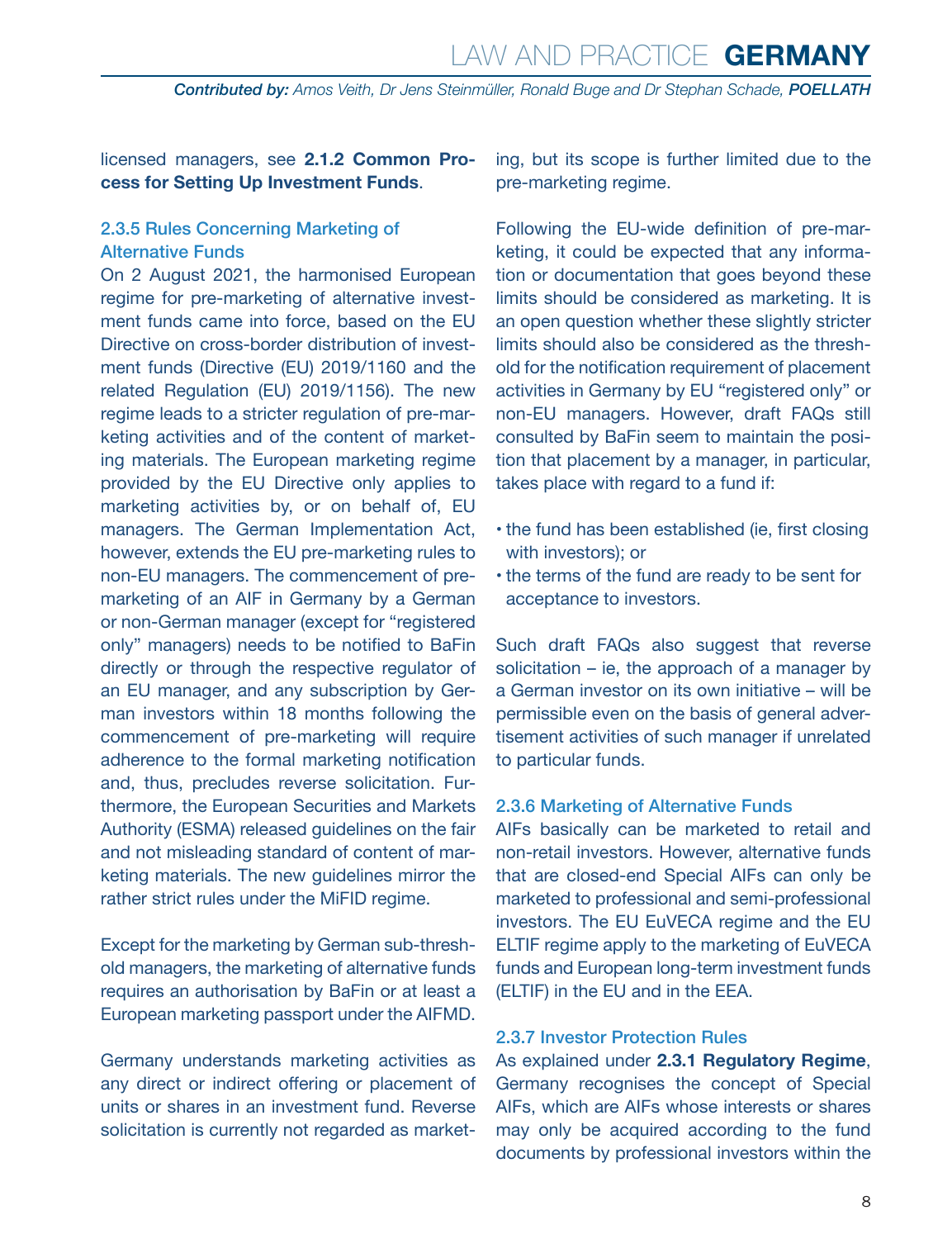licensed managers, see **2.1.2 Common Process for Setting Up Investment Funds**.

### 2.3.5 Rules Concerning Marketing of Alternative Funds

On 2 August 2021, the harmonised European regime for pre-marketing of alternative investment funds came into force, based on the EU Directive on cross-border distribution of investment funds (Directive (EU) 2019/1160 and the related Regulation (EU) 2019/1156). The new regime leads to a stricter regulation of pre-marketing activities and of the content of marketing materials. The European marketing regime provided by the EU Directive only applies to marketing activities by, or on behalf of, EU managers. The German Implementation Act, however, extends the EU pre-marketing rules to non-EU managers. The commencement of pre-marketing of an AIF in Germany by a German or non-German manager (except for "registered only" managers) needs to be notified to BaFin directly or through the respective regulator of an EU manager, and any subscription by German investors within 18 months following the commencement of pre-marketing will require adherence to the formal marketing notification and, thus, precludes reverse solicitation. Furthermore, the European Securities and Markets Authority (ESMA) released guidelines on the fair and not misleading standard of content of marketing materials. The new guidelines mirror the rather strict rules under the MiFID regime.

Except for the marketing by German sub-threshold managers, the marketing of alternative funds requires an authorisation by BaFin or at least a European marketing passport under the AIFMD.

Germany understands marketing activities as any direct or indirect offering or placement of units or shares in an investment fund. Reverse solicitation is currently not regarded as marketing, but its scope is further limited due to the pre-marketing regime.

Following the EU-wide definition of pre-marketing, it could be expected that any information or documentation that goes beyond these limits should be considered as marketing. It is an open question whether these slightly stricter limits should also be considered as the threshold for the notification requirement of placement activities in Germany by EU "registered only" or non-EU managers. However, draft FAQs still consulted by BaFin seem to maintain the position that placement by a manager, in particular, takes place with regard to a fund if:

- the fund has been established (ie, first closing with investors); or
- the terms of the fund are ready to be sent for acceptance to investors.

Such draft FAQs also suggest that reverse solicitation – ie, the approach of a manager by a German investor on its own initiative – will be permissible even on the basis of general advertisement activities of such manager if unrelated to particular funds.

### 2.3.6 Marketing of Alternative Funds

AIFs basically can be marketed to retail and non-retail investors. However, alternative funds that are closed-end Special AIFs can only be marketed to professional and semi-professional investors. The EU EuVECA regime and the EU ELTIF regime apply to the marketing of EuVECA funds and European long-term investment funds (ELTIF) in the EU and in the EEA.

### 2.3.7 Investor Protection Rules

As explained under **2.3.1 Regulatory Regime**, Germany recognises the concept of Special AIFs, which are AIFs whose interests or shares may only be acquired according to the fund documents by professional investors within the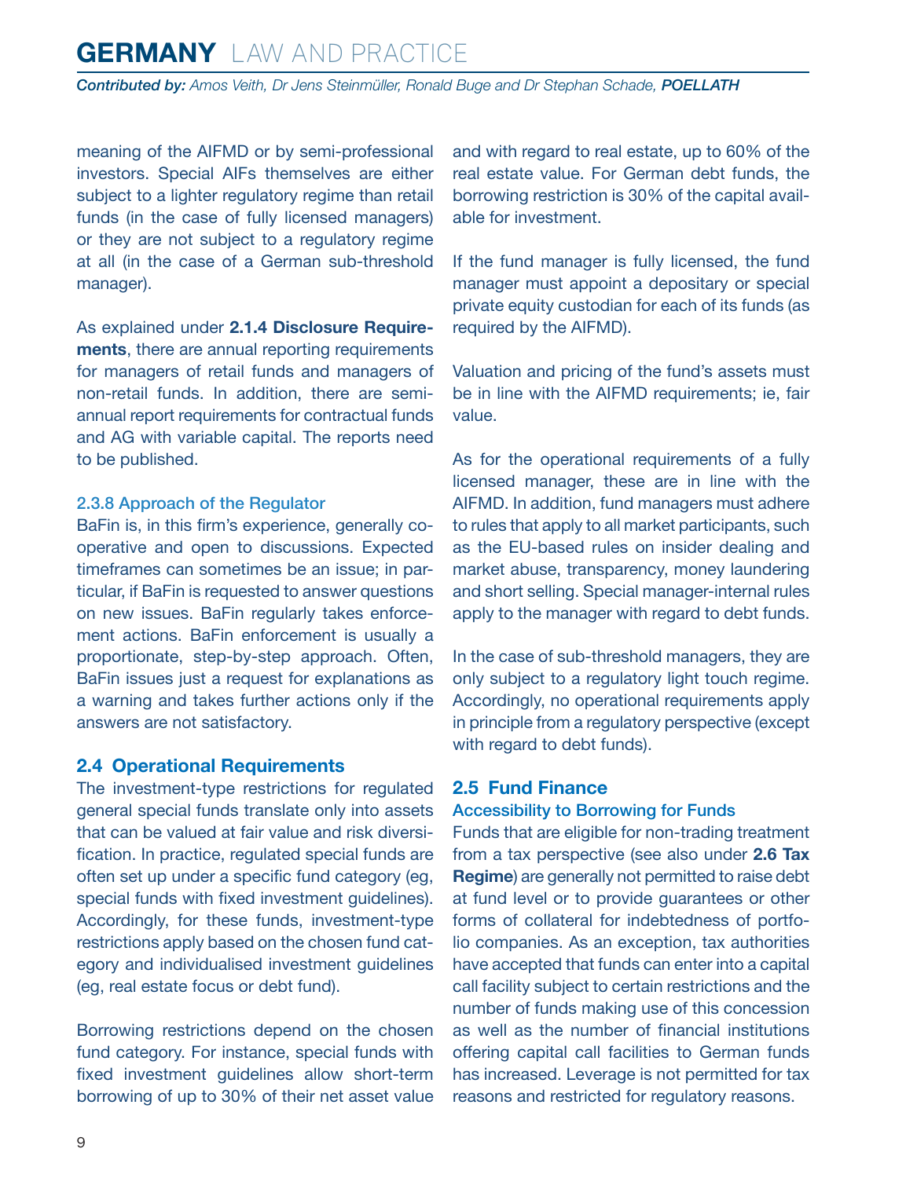meaning of the AIFMD or by semi-professional investors. Special AIFs themselves are either subject to a lighter regulatory regime than retail funds (in the case of fully licensed managers) or they are not subject to a regulatory regime at all (in the case of a German sub-threshold manager).

As explained under **2.1.4 Disclosure Requirements**, there are annual reporting requirements for managers of retail funds and managers of non-retail funds. In addition, there are semi-annual report requirements for contractual funds and AG with variable capital. The reports need to be published.

### 2.3.8 Approach of the Regulator

BaFin is, in this firm's experience, generally co-operative and open to discussions. Expected timeframes can sometimes be an issue; in particular, if BaFin is requested to answer questions on new issues. BaFin regularly takes enforcement actions. BaFin enforcement is usually a proportionate, step-by-step approach. Often, BaFin issues just a request for explanations as a warning and takes further actions only if the answers are not satisfactory.

## 2.4 Operational Requirements

The investment-type restrictions for regulated general special funds translate only into assets that can be valued at fair value and risk diversification. In practice, regulated special funds are often set up under a specific fund category (eg, special funds with fixed investment guidelines). Accordingly, for these funds, investment-type restrictions apply based on the chosen fund category and individualised investment guidelines (eg, real estate focus or debt fund).

Borrowing restrictions depend on the chosen fund category. For instance, special funds with fixed investment guidelines allow short-term borrowing of up to 30% of their net asset value and with regard to real estate, up to 60% of the real estate value. For German debt funds, the borrowing restriction is 30% of the capital available for investment.

If the fund manager is fully licensed, the fund manager must appoint a depositary or special private equity custodian for each of its funds (as required by the AIFMD).

Valuation and pricing of the fund's assets must be in line with the AIFMD requirements; ie, fair value.

As for the operational requirements of a fully licensed manager, these are in line with the AIFMD. In addition, fund managers must adhere to rules that apply to all market participants, such as the EU-based rules on insider dealing and market abuse, transparency, money laundering and short selling. Special manager-internal rules apply to the manager with regard to debt funds.

In the case of sub-threshold managers, they are only subject to a regulatory light touch regime. Accordingly, no operational requirements apply in principle from a regulatory perspective (except with regard to debt funds).

## 2.5 Fund Finance

### Accessibility to Borrowing for Funds

Funds that are eligible for non-trading treatment from a tax perspective (see also under **2.6 Tax Regime**) are generally not permitted to raise debt at fund level or to provide guarantees or other forms of collateral for indebtedness of portfolio companies. As an exception, tax authorities have accepted that funds can enter into a capital call facility subject to certain restrictions and the number of funds making use of this concession as well as the number of financial institutions offering capital call facilities to German funds has increased. Leverage is not permitted for tax reasons and restricted for regulatory reasons.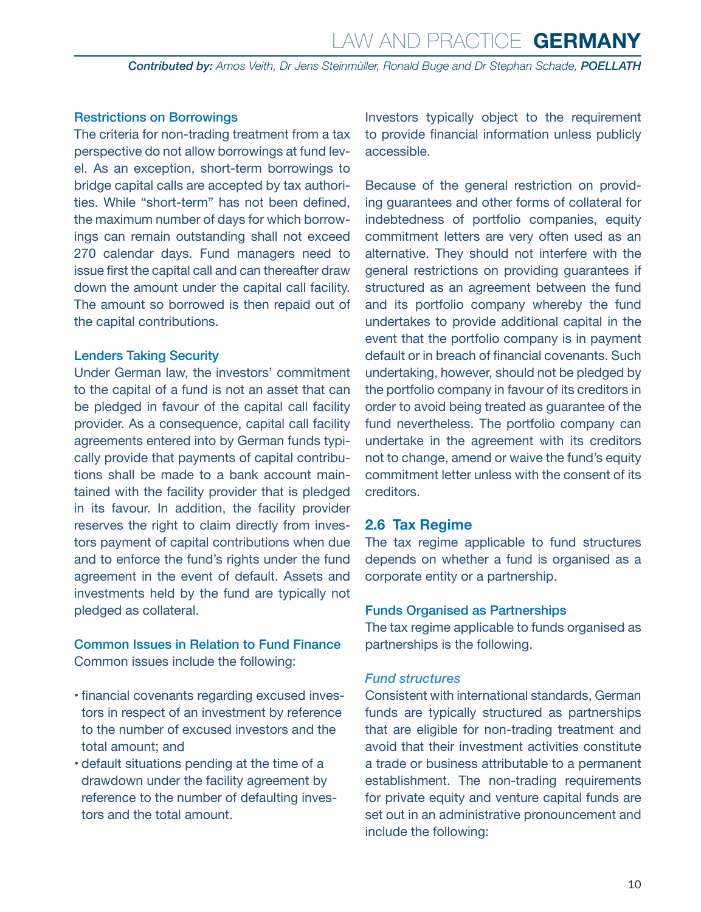#### Restrictions on Borrowings

The criteria for non-trading treatment from a tax perspective do not allow borrowings at fund level. As an exception, short-term borrowings to bridge capital calls are accepted by tax authorities. While "short-term" has not been defined, the maximum number of days for which borrowings can remain outstanding shall not exceed 270 calendar days. Fund managers need to issue first the capital call and can thereafter draw down the amount under the capital call facility. The amount so borrowed is then repaid out of the capital contributions.

#### Lenders Taking Security

Under German law, the investors' commitment to the capital of a fund is not an asset that can be pledged in favour of the capital call facility provider. As a consequence, capital call facility agreements entered into by German funds typically provide that payments of capital contributions shall be made to a bank account maintained with the facility provider that is pledged in its favour. In addition, the facility provider reserves the right to claim directly from investors payment of capital contributions when due and to enforce the fund's rights under the fund agreement in the event of default. Assets and investments held by the fund are typically not pledged as collateral.

#### Common Issues in Relation to Fund Finance

Common issues include the following:

- financial covenants regarding excused investors in respect of an investment by reference to the number of excused investors and the total amount; and
- default situations pending at the time of a drawdown under the facility agreement by reference to the number of defaulting investors and the total amount.

Investors typically object to the requirement to provide financial information unless publicly accessible.

Because of the general restriction on providing guarantees and other forms of collateral for indebtedness of portfolio companies, equity commitment letters are very often used as an alternative. They should not interfere with the general restrictions on providing guarantees if structured as an agreement between the fund and its portfolio company whereby the fund undertakes to provide additional capital in the event that the portfolio company is in payment default or in breach of financial covenants. Such undertaking, however, should not be pledged by the portfolio company in favour of its creditors in order to avoid being treated as guarantee of the fund nevertheless. The portfolio company can undertake in the agreement with its creditors not to change, amend or waive the fund's equity commitment letter unless with the consent of its creditors.

### 2.6 Tax Regime

The tax regime applicable to fund structures depends on whether a fund is organised as a corporate entity or a partnership.

#### Funds Organised as Partnerships

The tax regime applicable to funds organised as partnerships is the following.

*Fund structures*

Consistent with international standards, German funds are typically structured as partnerships that are eligible for non-trading treatment and avoid that their investment activities constitute a trade or business attributable to a permanent establishment. The non-trading requirements for private equity and venture capital funds are set out in an administrative pronouncement and include the following: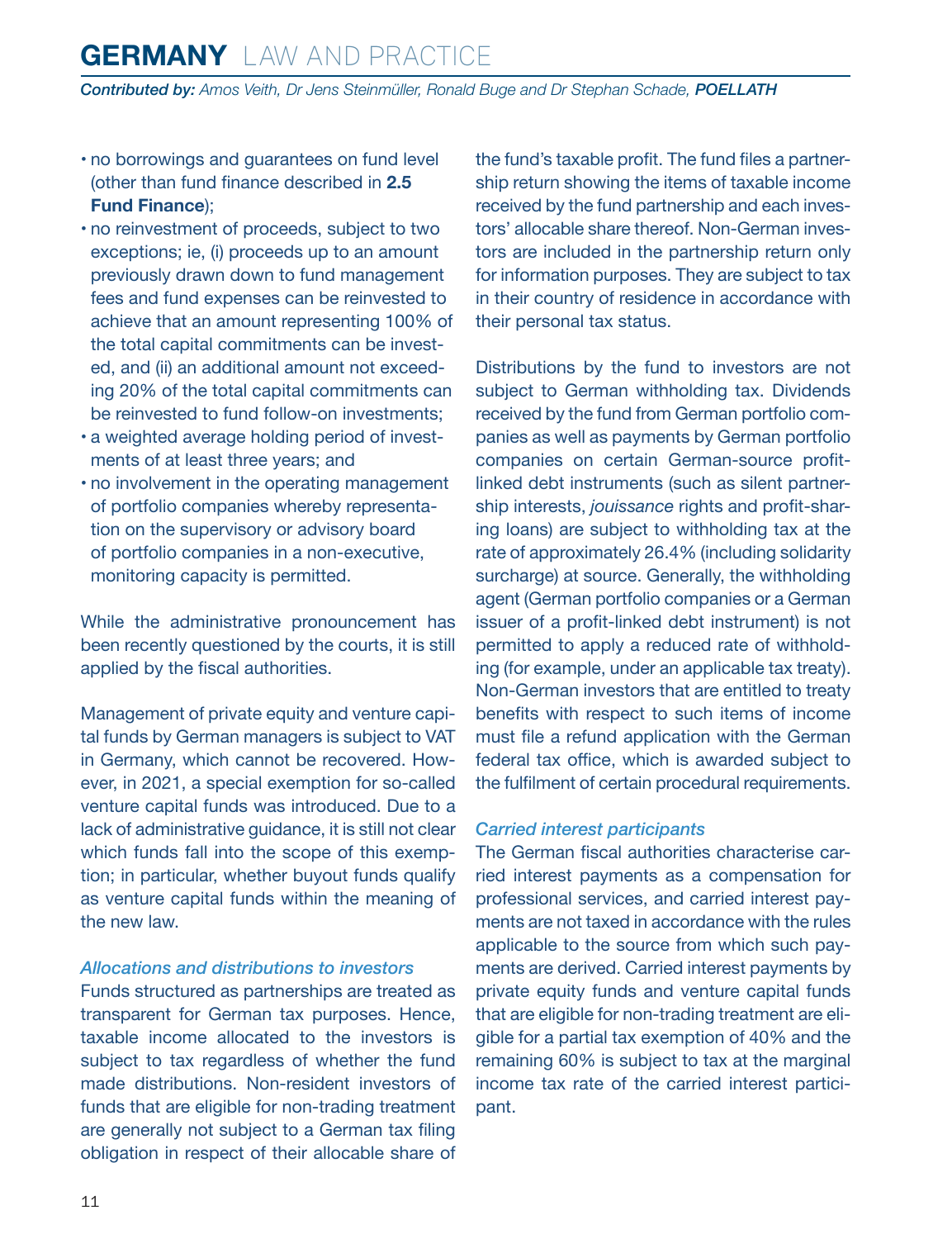- no borrowings and guarantees on fund level (other than fund finance described in **2.5 Fund Finance**);
- no reinvestment of proceeds, subject to two exceptions; ie, (i) proceeds up to an amount previously drawn down to fund management fees and fund expenses can be reinvested to achieve that an amount representing 100% of the total capital commitments can be invested, and (ii) an additional amount not exceeding 20% of the total capital commitments can be reinvested to fund follow-on investments;
- a weighted average holding period of investments of at least three years; and
- no involvement in the operating management of portfolio companies whereby representation on the supervisory or advisory board of portfolio companies in a non-executive, monitoring capacity is permitted.

While the administrative pronouncement has been recently questioned by the courts, it is still applied by the fiscal authorities.

Management of private equity and venture capital funds by German managers is subject to VAT in Germany, which cannot be recovered. However, in 2021, a special exemption for so-called venture capital funds was introduced. Due to a lack of administrative guidance, it is still not clear which funds fall into the scope of this exemption; in particular, whether buyout funds qualify as venture capital funds within the meaning of the new law.

### *Allocations and distributions to investors*

Funds structured as partnerships are treated as transparent for German tax purposes. Hence, taxable income allocated to the investors is subject to tax regardless of whether the fund made distributions. Non-resident investors of funds that are eligible for non-trading treatment are generally not subject to a German tax filing obligation in respect of their allocable share of the fund's taxable profit. The fund files a partnership return showing the items of taxable income received by the fund partnership and each investors' allocable share thereof. Non-German investors are included in the partnership return only for information purposes. They are subject to tax in their country of residence in accordance with their personal tax status.

Distributions by the fund to investors are not subject to German withholding tax. Dividends received by the fund from German portfolio companies as well as payments by German portfolio companies on certain German-source profit-linked debt instruments (such as silent partnership interests, *jouissance* rights and profit-sharing loans) are subject to withholding tax at the rate of approximately 26.4% (including solidarity surcharge) at source. Generally, the withholding agent (German portfolio companies or a German issuer of a profit-linked debt instrument) is not permitted to apply a reduced rate of withholding (for example, under an applicable tax treaty). Non-German investors that are entitled to treaty benefits with respect to such items of income must file a refund application with the German federal tax office, which is awarded subject to the fulfilment of certain procedural requirements.

### *Carried interest participants*

The German fiscal authorities characterise carried interest payments as a compensation for professional services, and carried interest payments are not taxed in accordance with the rules applicable to the source from which such payments are derived. Carried interest payments by private equity funds and venture capital funds that are eligible for non-trading treatment are eligible for a partial tax exemption of 40% and the remaining 60% is subject to tax at the marginal income tax rate of the carried interest participant.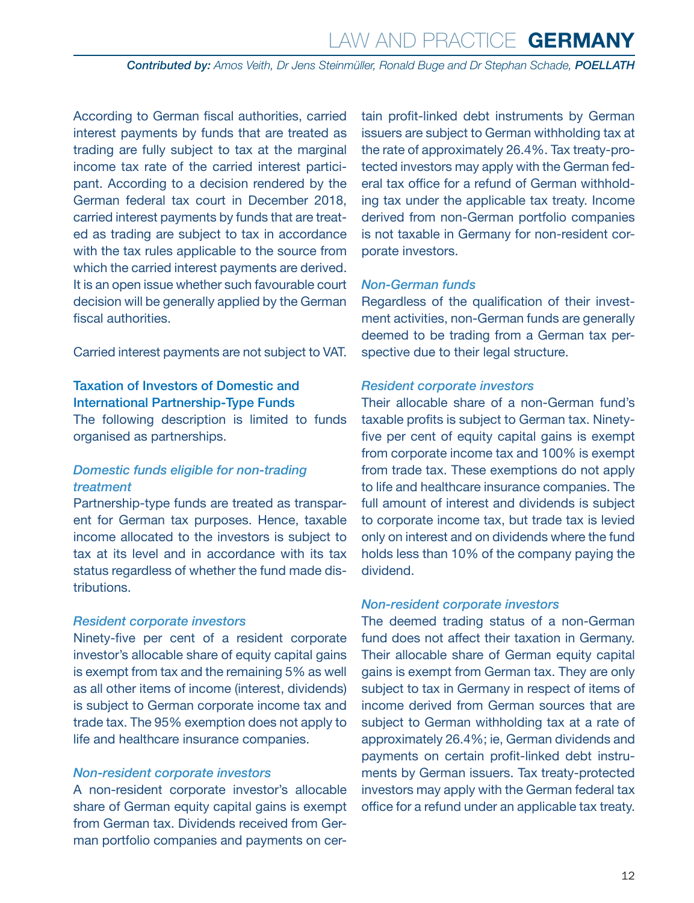According to German fiscal authorities, carried interest payments by funds that are treated as trading are fully subject to tax at the marginal income tax rate of the carried interest participant. According to a decision rendered by the German federal tax court in December 2018, carried interest payments by funds that are treated as trading are subject to tax in accordance with the tax rules applicable to the source from which the carried interest payments are derived. It is an open issue whether such favourable court decision will be generally applied by the German fiscal authorities.

Carried interest payments are not subject to VAT.

## Taxation of Investors of Domestic and International Partnership-Type Funds

The following description is limited to funds organised as partnerships.

### *Domestic funds eligible for non-trading treatment*

Partnership-type funds are treated as transparent for German tax purposes. Hence, taxable income allocated to the investors is subject to tax at its level and in accordance with its tax status regardless of whether the fund made distributions.

#### *Resident corporate investors*

Ninety-five per cent of a resident corporate investor's allocable share of equity capital gains is exempt from tax and the remaining 5% as well as all other items of income (interest, dividends) is subject to German corporate income tax and trade tax. The 95% exemption does not apply to life and healthcare insurance companies.

#### *Non-resident corporate investors*

A non-resident corporate investor's allocable share of German equity capital gains is exempt from German tax. Dividends received from German portfolio companies and payments on certain profit-linked debt instruments by German issuers are subject to German withholding tax at the rate of approximately 26.4%. Tax treaty-protected investors may apply with the German federal tax office for a refund of German withholding tax under the applicable tax treaty. Income derived from non-German portfolio companies is not taxable in Germany for non-resident corporate investors.

### *Non-German funds*

Regardless of the qualification of their investment activities, non-German funds are generally deemed to be trading from a German tax perspective due to their legal structure.

#### *Resident corporate investors*

Their allocable share of a non-German fund's taxable profits is subject to German tax. Ninety-five per cent of equity capital gains is exempt from corporate income tax and 100% is exempt from trade tax. These exemptions do not apply to life and healthcare insurance companies. The full amount of interest and dividends is subject to corporate income tax, but trade tax is levied only on interest and on dividends where the fund holds less than 10% of the company paying the dividend.

#### *Non-resident corporate investors*

The deemed trading status of a non-German fund does not affect their taxation in Germany. Their allocable share of German equity capital gains is exempt from German tax. They are only subject to tax in Germany in respect of items of income derived from German sources that are subject to German withholding tax at a rate of approximately 26.4%; ie, German dividends and payments on certain profit-linked debt instruments by German issuers. Tax treaty-protected investors may apply with the German federal tax office for a refund under an applicable tax treaty.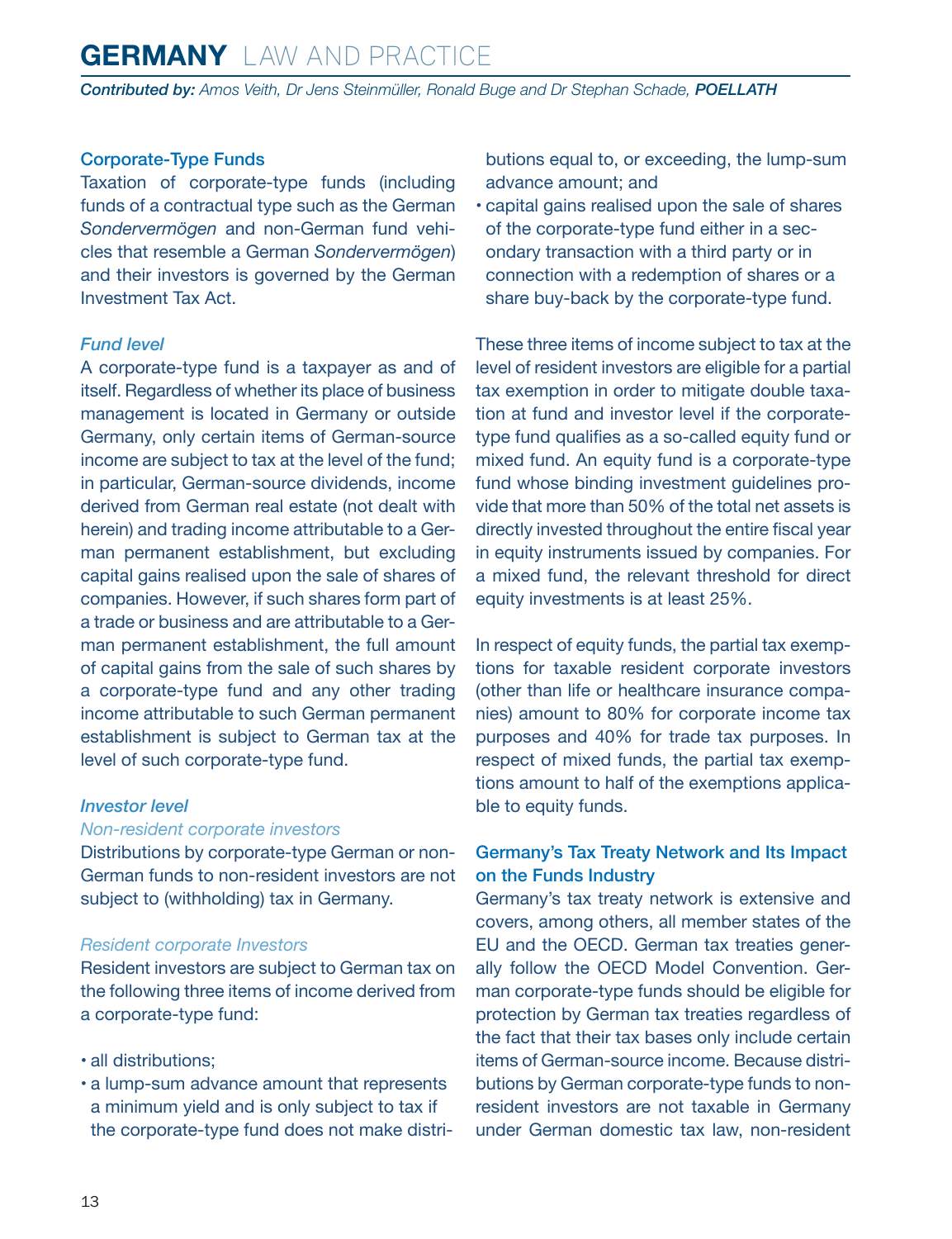### Corporate-Type Funds

Taxation of corporate-type funds (including funds of a contractual type such as the German *Sondervermögen* and non-German fund vehicles that resemble a German *Sondervermögen*) and their investors is governed by the German Investment Tax Act.

#### *Fund level*

A corporate-type fund is a taxpayer as and of itself. Regardless of whether its place of business management is located in Germany or outside Germany, only certain items of German-source income are subject to tax at the level of the fund; in particular, German-source dividends, income derived from German real estate (not dealt with herein) and trading income attributable to a German permanent establishment, but excluding capital gains realised upon the sale of shares of companies. However, if such shares form part of a trade or business and are attributable to a German permanent establishment, the full amount of capital gains from the sale of such shares by a corporate-type fund and any other trading income attributable to such German permanent establishment is subject to German tax at the level of such corporate-type fund.

#### *Investor level*

*Non-resident corporate investors*

Distributions by corporate-type German or non-German funds to non-resident investors are not subject to (withholding) tax in Germany.

*Resident corporate Investors*

Resident investors are subject to German tax on the following three items of income derived from a corporate-type fund:

- all distributions;
- a lump-sum advance amount that represents a minimum yield and is only subject to tax if the corporate-type fund does not make distributions equal to, or exceeding, the lump-sum advance amount; and
- capital gains realised upon the sale of shares of the corporate-type fund either in a secondary transaction with a third party or in connection with a redemption of shares or a share buy-back by the corporate-type fund.

These three items of income subject to tax at the level of resident investors are eligible for a partial tax exemption in order to mitigate double taxation at fund and investor level if the corporate-type fund qualifies as a so-called equity fund or mixed fund. An equity fund is a corporate-type fund whose binding investment guidelines provide that more than 50% of the total net assets is directly invested throughout the entire fiscal year in equity instruments issued by companies. For a mixed fund, the relevant threshold for direct equity investments is at least 25%.

In respect of equity funds, the partial tax exemptions for taxable resident corporate investors (other than life or healthcare insurance companies) amount to 80% for corporate income tax purposes and 40% for trade tax purposes. In respect of mixed funds, the partial tax exemptions amount to half of the exemptions applicable to equity funds.

### Germany's Tax Treaty Network and Its Impact on the Funds Industry

Germany's tax treaty network is extensive and covers, among others, all member states of the EU and the OECD. German tax treaties generally follow the OECD Model Convention. German corporate-type funds should be eligible for protection by German tax treaties regardless of the fact that their tax bases only include certain items of German-source income. Because distributions by German corporate-type funds to non-resident investors are not taxable in Germany under German domestic tax law, non-resident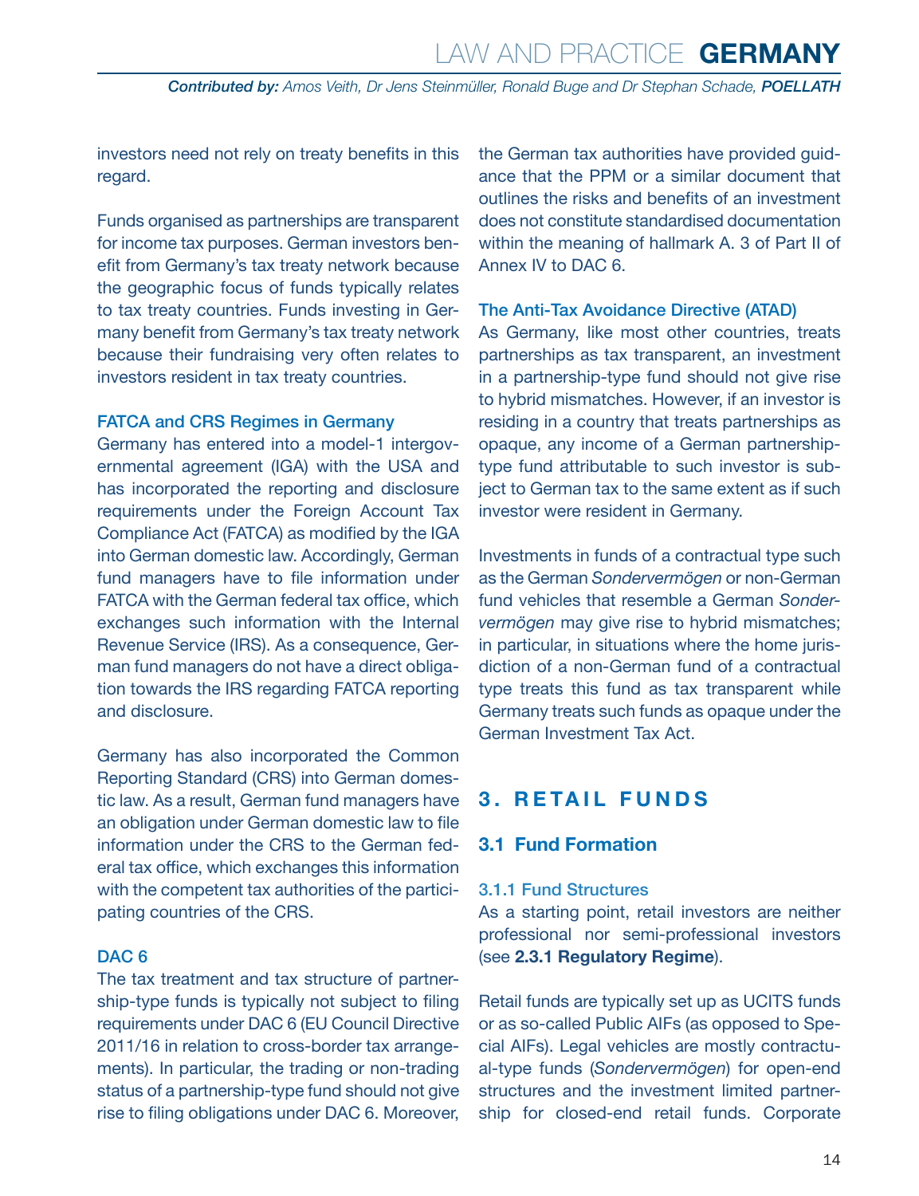investors need not rely on treaty benefits in this regard.

Funds organised as partnerships are transparent for income tax purposes. German investors benefit from Germany's tax treaty network because the geographic focus of funds typically relates to tax treaty countries. Funds investing in Germany benefit from Germany's tax treaty network because their fundraising very often relates to investors resident in tax treaty countries.

#### FATCA and CRS Regimes in Germany

Germany has entered into a model-1 intergovernmental agreement (IGA) with the USA and has incorporated the reporting and disclosure requirements under the Foreign Account Tax Compliance Act (FATCA) as modified by the IGA into German domestic law. Accordingly, German fund managers have to file information under FATCA with the German federal tax office, which exchanges such information with the Internal Revenue Service (IRS). As a consequence, German fund managers do not have a direct obligation towards the IRS regarding FATCA reporting and disclosure.

Germany has also incorporated the Common Reporting Standard (CRS) into German domestic law. As a result, German fund managers have an obligation under German domestic law to file information under the CRS to the German federal tax office, which exchanges this information with the competent tax authorities of the participating countries of the CRS.

#### DAC 6

The tax treatment and tax structure of partnership-type funds is typically not subject to filing requirements under DAC 6 (EU Council Directive 2011/16 in relation to cross-border tax arrangements). In particular, the trading or non-trading status of a partnership-type fund should not give rise to filing obligations under DAC 6. Moreover, the German tax authorities have provided guidance that the PPM or a similar document that outlines the risks and benefits of an investment does not constitute standardised documentation within the meaning of hallmark A. 3 of Part II of Annex IV to DAC 6.

#### The Anti-Tax Avoidance Directive (ATAD)

As Germany, like most other countries, treats partnerships as tax transparent, an investment in a partnership-type fund should not give rise to hybrid mismatches. However, if an investor is residing in a country that treats partnerships as opaque, any income of a German partnership-type fund attributable to such investor is subject to German tax to the same extent as if such investor were resident in Germany.

Investments in funds of a contractual type such as the German *Sondervermögen* or non-German fund vehicles that resemble a German *Sondervermögen* may give rise to hybrid mismatches; in particular, in situations where the home jurisdiction of a non-German fund of a contractual type treats this fund as tax transparent while Germany treats such funds as opaque under the German Investment Tax Act.

# 3. RETAIL FUNDS

## 3.1 Fund Formation

### 3.1.1 Fund Structures

As a starting point, retail investors are neither professional nor semi-professional investors (see **2.3.1 Regulatory Regime**).

Retail funds are typically set up as UCITS funds or as so-called Public AIFs (as opposed to Special AIFs). Legal vehicles are mostly contractual-type funds (*Sondervermögen*) for open-end structures and the investment limited partnership for closed-end retail funds. Corporate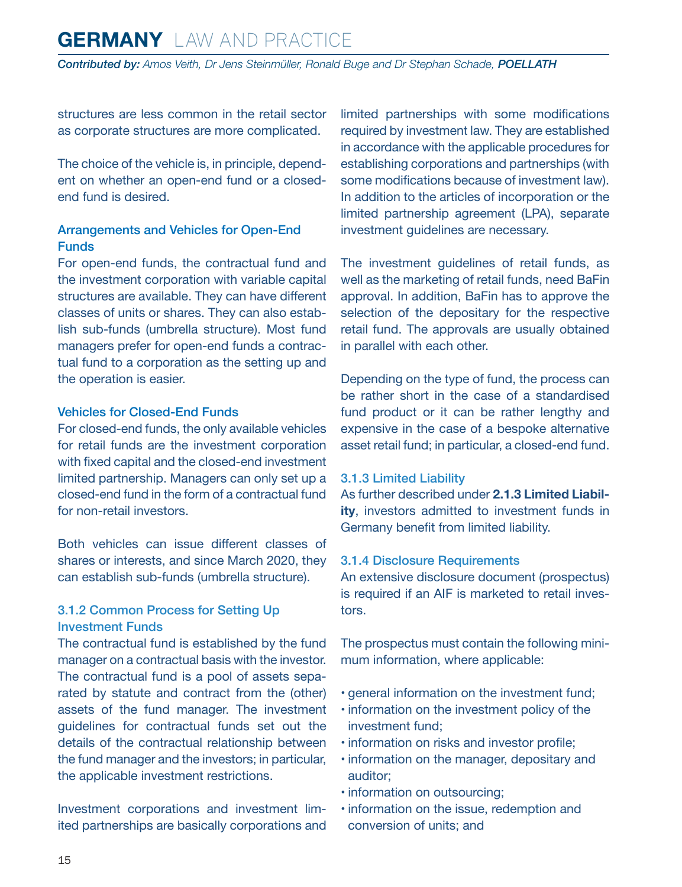structures are less common in the retail sector as corporate structures are more complicated.

The choice of the vehicle is, in principle, dependent on whether an open-end fund or a closed-end fund is desired.

#### Arrangements and Vehicles for Open-End Funds

For open-end funds, the contractual fund and the investment corporation with variable capital structures are available. They can have different classes of units or shares. They can also establish sub-funds (umbrella structure). Most fund managers prefer for open-end funds a contractual fund to a corporation as the setting up and the operation is easier.

#### Vehicles for Closed-End Funds

For closed-end funds, the only available vehicles for retail funds are the investment corporation with fixed capital and the closed-end investment limited partnership. Managers can only set up a closed-end fund in the form of a contractual fund for non-retail investors.

Both vehicles can issue different classes of shares or interests, and since March 2020, they can establish sub-funds (umbrella structure).

### 3.1.2 Common Process for Setting Up Investment Funds

The contractual fund is established by the fund manager on a contractual basis with the investor. The contractual fund is a pool of assets separated by statute and contract from the (other) assets of the fund manager. The investment guidelines for contractual funds set out the details of the contractual relationship between the fund manager and the investors; in particular, the applicable investment restrictions.

Investment corporations and investment limited partnerships are basically corporations and limited partnerships with some modifications required by investment law. They are established in accordance with the applicable procedures for establishing corporations and partnerships (with some modifications because of investment law). In addition to the articles of incorporation or the limited partnership agreement (LPA), separate investment guidelines are necessary.

The investment guidelines of retail funds, as well as the marketing of retail funds, need BaFin approval. In addition, BaFin has to approve the selection of the depositary for the respective retail fund. The approvals are usually obtained in parallel with each other.

Depending on the type of fund, the process can be rather short in the case of a standardised fund product or it can be rather lengthy and expensive in the case of a bespoke alternative asset retail fund; in particular, a closed-end fund.

### 3.1.3 Limited Liability

As further described under **2.1.3 Limited Liability**, investors admitted to investment funds in Germany benefit from limited liability.

### 3.1.4 Disclosure Requirements

An extensive disclosure document (prospectus) is required if an AIF is marketed to retail investors.

The prospectus must contain the following minimum information, where applicable:

- general information on the investment fund;
- information on the investment policy of the investment fund;
- information on risks and investor profile;
- information on the manager, depositary and auditor;
- information on outsourcing;
- information on the issue, redemption and conversion of units; and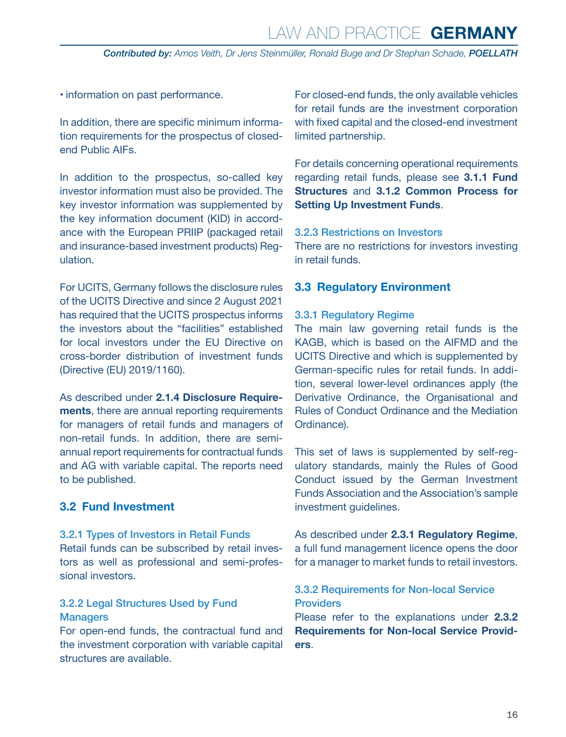- information on past performance.

In addition, there are specific minimum information requirements for the prospectus of closed-end Public AIFs.

In addition to the prospectus, so-called key investor information must also be provided. The key investor information was supplemented by the key information document (KID) in accordance with the European PRIIP (packaged retail and insurance-based investment products) Regulation.

For UCITS, Germany follows the disclosure rules of the UCITS Directive and since 2 August 2021 has required that the UCITS prospectus informs the investors about the “facilities” established for local investors under the EU Directive on cross-border distribution of investment funds (Directive (EU) 2019/1160).

As described under **2.1.4 Disclosure Requirements**, there are annual reporting requirements for managers of retail funds and managers of non-retail funds. In addition, there are semi-annual report requirements for contractual funds and AG with variable capital. The reports need to be published.

## 3.2 Fund Investment

### 3.2.1 Types of Investors in Retail Funds

Retail funds can be subscribed by retail investors as well as professional and semi-professional investors.

### 3.2.2 Legal Structures Used by Fund Managers

For open-end funds, the contractual fund and the investment corporation with variable capital structures are available.

For closed-end funds, the only available vehicles for retail funds are the investment corporation with fixed capital and the closed-end investment limited partnership.

For details concerning operational requirements regarding retail funds, please see **3.1.1 Fund Structures** and **3.1.2 Common Process for Setting Up Investment Funds**.

### 3.2.3 Restrictions on Investors

There are no restrictions for investors investing in retail funds.

## 3.3 Regulatory Environment

### 3.3.1 Regulatory Regime

The main law governing retail funds is the KAGB, which is based on the AIFMD and the UCITS Directive and which is supplemented by German-specific rules for retail funds. In addition, several lower-level ordinances apply (the Derivative Ordinance, the Organisational and Rules of Conduct Ordinance and the Mediation Ordinance).

This set of laws is supplemented by self-regulatory standards, mainly the Rules of Good Conduct issued by the German Investment Funds Association and the Association’s sample investment guidelines.

As described under **2.3.1 Regulatory Regime**, a full fund management licence opens the door for a manager to market funds to retail investors.

### 3.3.2 Requirements for Non-local Service Providers

Please refer to the explanations under **2.3.2 Requirements for Non-local Service Providers**.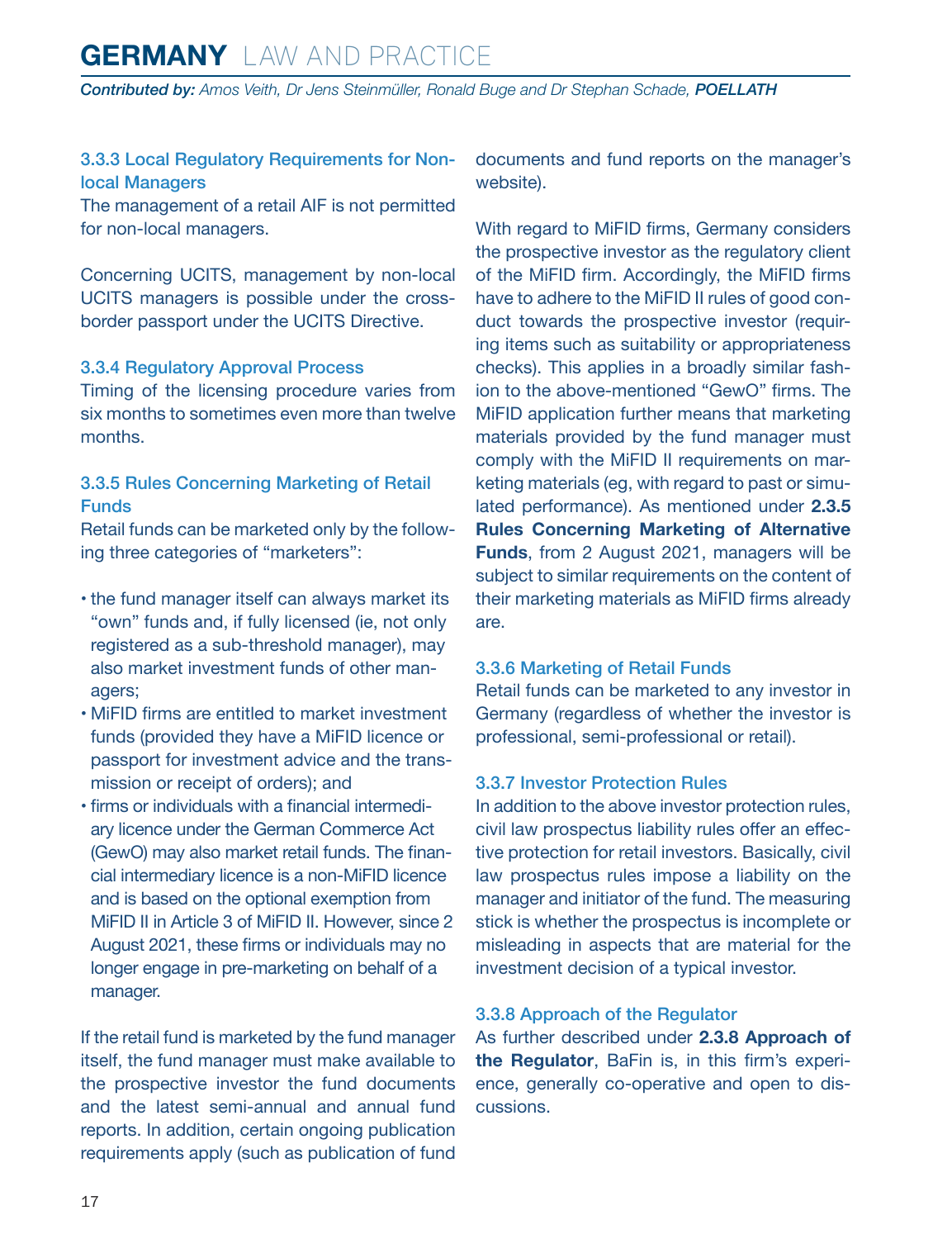### 3.3.3 Local Regulatory Requirements for Non-local Managers

The management of a retail AIF is not permitted for non-local managers.

Concerning UCITS, management by non-local UCITS managers is possible under the cross-border passport under the UCITS Directive.

### 3.3.4 Regulatory Approval Process

Timing of the licensing procedure varies from six months to sometimes even more than twelve months.

### 3.3.5 Rules Concerning Marketing of Retail Funds

Retail funds can be marketed only by the following three categories of "marketers":

- the fund manager itself can always market its "own" funds and, if fully licensed (ie, not only registered as a sub-threshold manager), may also market investment funds of other managers;
- MiFID firms are entitled to market investment funds (provided they have a MiFID licence or passport for investment advice and the transmission or receipt of orders); and
- firms or individuals with a financial intermediary licence under the German Commerce Act (GewO) may also market retail funds. The financial intermediary licence is a non-MiFID licence and is based on the optional exemption from MiFID II in Article 3 of MiFID II. However, since 2 August 2021, these firms or individuals may no longer engage in pre-marketing on behalf of a manager.

If the retail fund is marketed by the fund manager itself, the fund manager must make available to the prospective investor the fund documents and the latest semi-annual and annual fund reports. In addition, certain ongoing publication requirements apply (such as publication of fund documents and fund reports on the manager's website).

With regard to MiFID firms, Germany considers the prospective investor as the regulatory client of the MiFID firm. Accordingly, the MiFID firms have to adhere to the MiFID II rules of good conduct towards the prospective investor (requiring items such as suitability or appropriateness checks). This applies in a broadly similar fashion to the above-mentioned "GewO" firms. The MiFID application further means that marketing materials provided by the fund manager must comply with the MiFID II requirements on marketing materials (eg, with regard to past or simulated performance). As mentioned under **2.3.5 Rules Concerning Marketing of Alternative Funds**, from 2 August 2021, managers will be subject to similar requirements on the content of their marketing materials as MiFID firms already are.

### 3.3.6 Marketing of Retail Funds

Retail funds can be marketed to any investor in Germany (regardless of whether the investor is professional, semi-professional or retail).

### 3.3.7 Investor Protection Rules

In addition to the above investor protection rules, civil law prospectus liability rules offer an effective protection for retail investors. Basically, civil law prospectus rules impose a liability on the manager and initiator of the fund. The measuring stick is whether the prospectus is incomplete or misleading in aspects that are material for the investment decision of a typical investor.

### 3.3.8 Approach of the Regulator

As further described under **2.3.8 Approach of the Regulator**, BaFin is, in this firm's experience, generally co-operative and open to discussions.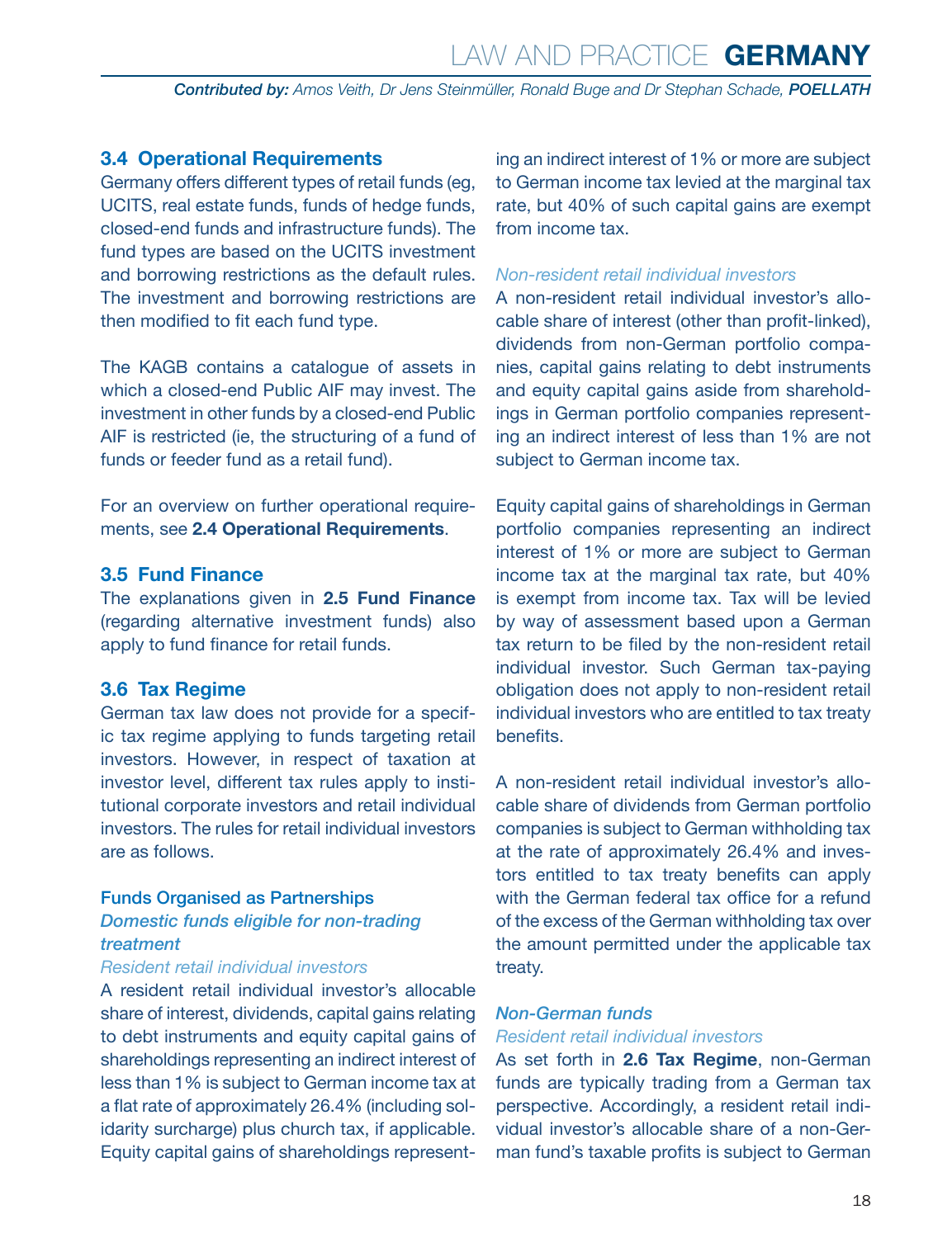### 3.4 Operational Requirements

Germany offers different types of retail funds (eg, UCITS, real estate funds, funds of hedge funds, closed-end funds and infrastructure funds). The fund types are based on the UCITS investment and borrowing restrictions as the default rules. The investment and borrowing restrictions are then modified to fit each fund type.

The KAGB contains a catalogue of assets in which a closed-end Public AIF may invest. The investment in other funds by a closed-end Public AIF is restricted (ie, the structuring of a fund of funds or feeder fund as a retail fund).

For an overview on further operational requirements, see **2.4 Operational Requirements**.

### 3.5 Fund Finance

The explanations given in **2.5 Fund Finance** (regarding alternative investment funds) also apply to fund finance for retail funds.

### 3.6 Tax Regime

German tax law does not provide for a specific tax regime applying to funds targeting retail investors. However, in respect of taxation at investor level, different tax rules apply to institutional corporate investors and retail individual investors. The rules for retail individual investors are as follows.

#### Funds Organised as Partnerships

##### *Domestic funds eligible for non-trading treatment*

*Resident retail individual investors*

A resident retail individual investor's allocable share of interest, dividends, capital gains relating to debt instruments and equity capital gains of shareholdings representing an indirect interest of less than 1% is subject to German income tax at a flat rate of approximately 26.4% (including solidarity surcharge) plus church tax, if applicable. Equity capital gains of shareholdings representing an indirect interest of 1% or more are subject to German income tax levied at the marginal tax rate, but 40% of such capital gains are exempt from income tax.

*Non-resident retail individual investors*

A non-resident retail individual investor's allocable share of interest (other than profit-linked), dividends from non-German portfolio companies, capital gains relating to debt instruments and equity capital gains aside from shareholdings in German portfolio companies representing an indirect interest of less than 1% are not subject to German income tax.

Equity capital gains of shareholdings in German portfolio companies representing an indirect interest of 1% or more are subject to German income tax at the marginal tax rate, but 40% is exempt from income tax. Tax will be levied by way of assessment based upon a German tax return to be filed by the non-resident retail individual investor. Such German tax-paying obligation does not apply to non-resident retail individual investors who are entitled to tax treaty benefits.

A non-resident retail individual investor's allocable share of dividends from German portfolio companies is subject to German withholding tax at the rate of approximately 26.4% and investors entitled to tax treaty benefits can apply with the German federal tax office for a refund of the excess of the German withholding tax over the amount permitted under the applicable tax treaty.

##### *Non-German funds*

*Resident retail individual investors*

As set forth in **2.6 Tax Regime**, non-German funds are typically trading from a German tax perspective. Accordingly, a resident retail individual investor's allocable share of a non-German fund's taxable profits is subject to German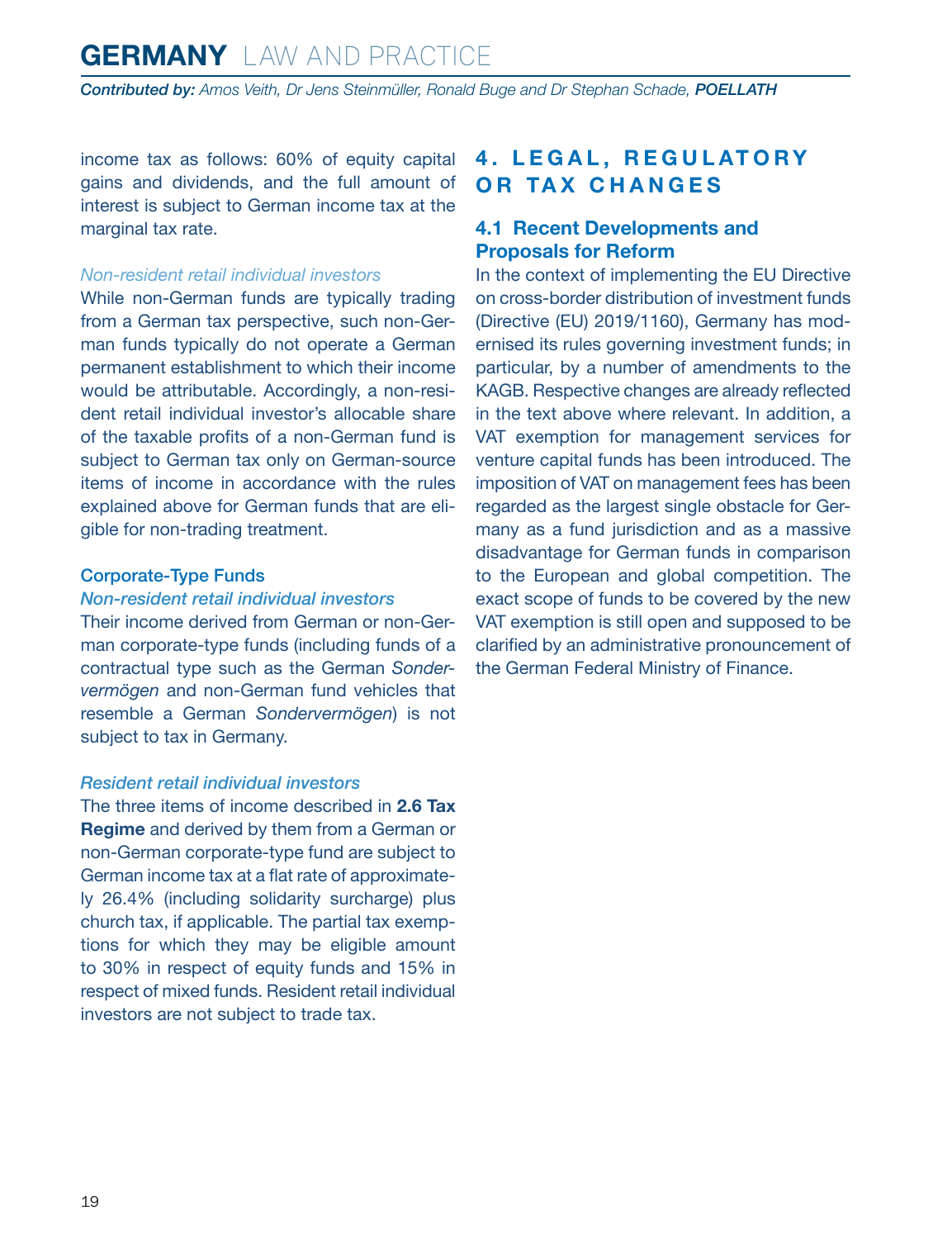income tax as follows: 60% of equity capital gains and dividends, and the full amount of interest is subject to German income tax at the marginal tax rate.

*Non-resident retail individual investors*

While non-German funds are typically trading from a German tax perspective, such non-German funds typically do not operate a German permanent establishment to which their income would be attributable. Accordingly, a non-resident retail individual investor's allocable share of the taxable profits of a non-German fund is subject to German tax only on German-source items of income in accordance with the rules explained above for German funds that are eligible for non-trading treatment.

### Corporate-Type Funds

*Non-resident retail individual investors*

Their income derived from German or non-German corporate-type funds (including funds of a contractual type such as the German *Sondervermögen* and non-German fund vehicles that resemble a German *Sondervermögen*) is not subject to tax in Germany.

*Resident retail individual investors*

The three items of income described in **2.6 Tax Regime** and derived by them from a German or non-German corporate-type fund are subject to German income tax at a flat rate of approximately 26.4% (including solidarity surcharge) plus church tax, if applicable. The partial tax exemptions for which they may be eligible amount to 30% in respect of equity funds and 15% in respect of mixed funds. Resident retail individual investors are not subject to trade tax.

# 4. LEGAL, REGULATORY OR TAX CHANGES

## 4.1 Recent Developments and Proposals for Reform

In the context of implementing the EU Directive on cross-border distribution of investment funds (Directive (EU) 2019/1160), Germany has modernised its rules governing investment funds; in particular, by a number of amendments to the KAGB. Respective changes are already reflected in the text above where relevant. In addition, a VAT exemption for management services for venture capital funds has been introduced. The imposition of VAT on management fees has been regarded as the largest single obstacle for Germany as a fund jurisdiction and as a massive disadvantage for German funds in comparison to the European and global competition. The exact scope of funds to be covered by the new VAT exemption is still open and supposed to be clarified by an administrative pronouncement of the German Federal Ministry of Finance.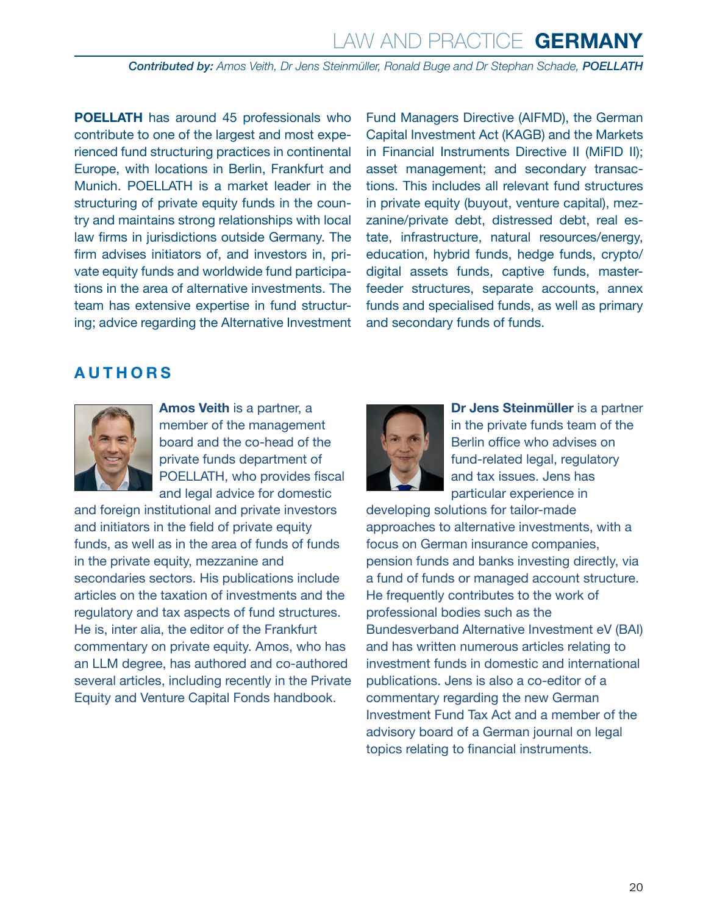**POELLATH** has around 45 professionals who contribute to one of the largest and most experienced fund structuring practices in continental Europe, with locations in Berlin, Frankfurt and Munich. POELLATH is a market leader in the structuring of private equity funds in the country and maintains strong relationships with local law firms in jurisdictions outside Germany. The firm advises initiators of, and investors in, private equity funds and worldwide fund participations in the area of alternative investments. The team has extensive expertise in fund structuring; advice regarding the Alternative Investment Fund Managers Directive (AIFMD), the German Capital Investment Act (KAGB) and the Markets in Financial Instruments Directive II (MiFID II); asset management; and secondary transactions. This includes all relevant fund structures in private equity (buyout, venture capital), mezzanine/private debt, distressed debt, real estate, infrastructure, natural resources/energy, education, hybrid funds, hedge funds, crypto/digital assets funds, captive funds, master-feeder structures, separate accounts, annex funds and specialised funds, as well as primary and secondary funds of funds.

## AUTHORS

**Amos Veith** is a partner, a member of the management board and the co-head of the private funds department of POELLATH, who provides fiscal and legal advice for domestic and foreign institutional and private investors and initiators in the field of private equity funds, as well as in the area of funds of funds in the private equity, mezzanine and secondaries sectors. His publications include articles on the taxation of investments and the regulatory and tax aspects of fund structures. He is, inter alia, the editor of the Frankfurt commentary on private equity. Amos, who has an LLM degree, has authored and co-authored several articles, including recently in the Private Equity and Venture Capital Fonds handbook.

**Dr Jens Steinmüller** is a partner in the private funds team of the Berlin office who advises on fund-related legal, regulatory and tax issues. Jens has particular experience in developing solutions for tailor-made approaches to alternative investments, with a focus on German insurance companies, pension funds and banks investing directly, via a fund of funds or managed account structure. He frequently contributes to the work of professional bodies such as the Bundesverband Alternative Investment eV (BAI) and has written numerous articles relating to investment funds in domestic and international publications. Jens is also a co-editor of a commentary regarding the new German Investment Fund Tax Act and a member of the advisory board of a German journal on legal topics relating to financial instruments.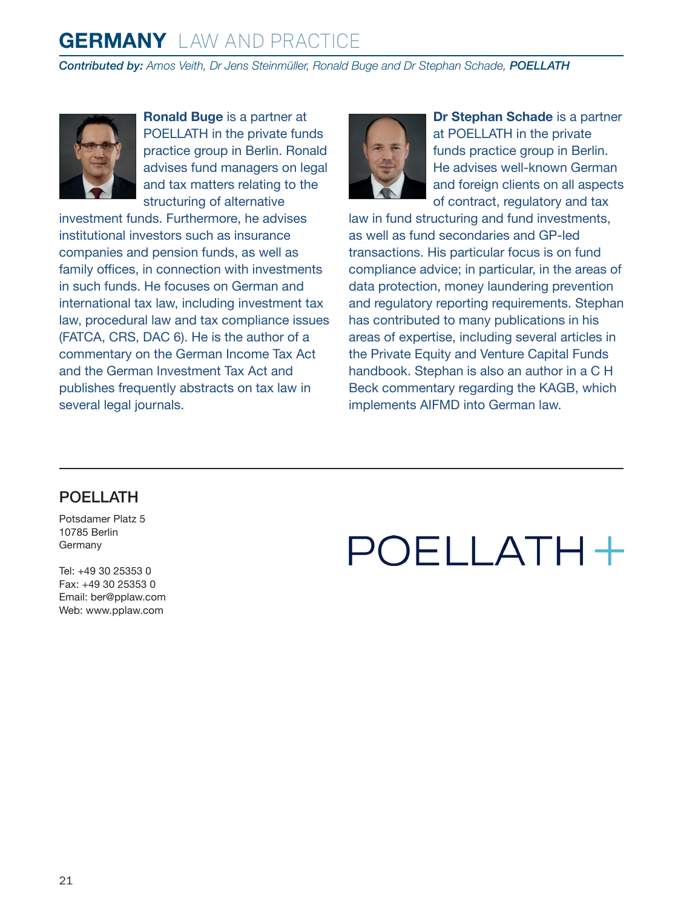**Ronald Buge** is a partner at POELLATH in the private funds practice group in Berlin. Ronald advises fund managers on legal and tax matters relating to the structuring of alternative investment funds. Furthermore, he advises institutional investors such as insurance companies and pension funds, as well as family offices, in connection with investments in such funds. He focuses on German and international tax law, including investment tax law, procedural law and tax compliance issues (FATCA, CRS, DAC 6). He is the author of a commentary on the German Income Tax Act and the German Investment Tax Act and publishes frequently abstracts on tax law in several legal journals.

**Dr Stephan Schade** is a partner at POELLATH in the private funds practice group in Berlin. He advises well-known German and foreign clients on all aspects of contract, regulatory and tax law in fund structuring and fund investments, as well as fund secondaries and GP-led transactions. His particular focus is on fund compliance advice; in particular, in the areas of data protection, money laundering prevention and regulatory reporting requirements. Stephan has contributed to many publications in his areas of expertise, including several articles in the Private Equity and Venture Capital Funds handbook. Stephan is also an author in a C H Beck commentary regarding the KAGB, which implements AIFMD into German law.

## POELLATH

Potsdamer Platz 5
10785 Berlin
Germany

Tel: +49 30 25353 0
Fax: +49 30 25353 0
Email: ber@pplaw.com
Web: www.pplaw.com

POELLATH+